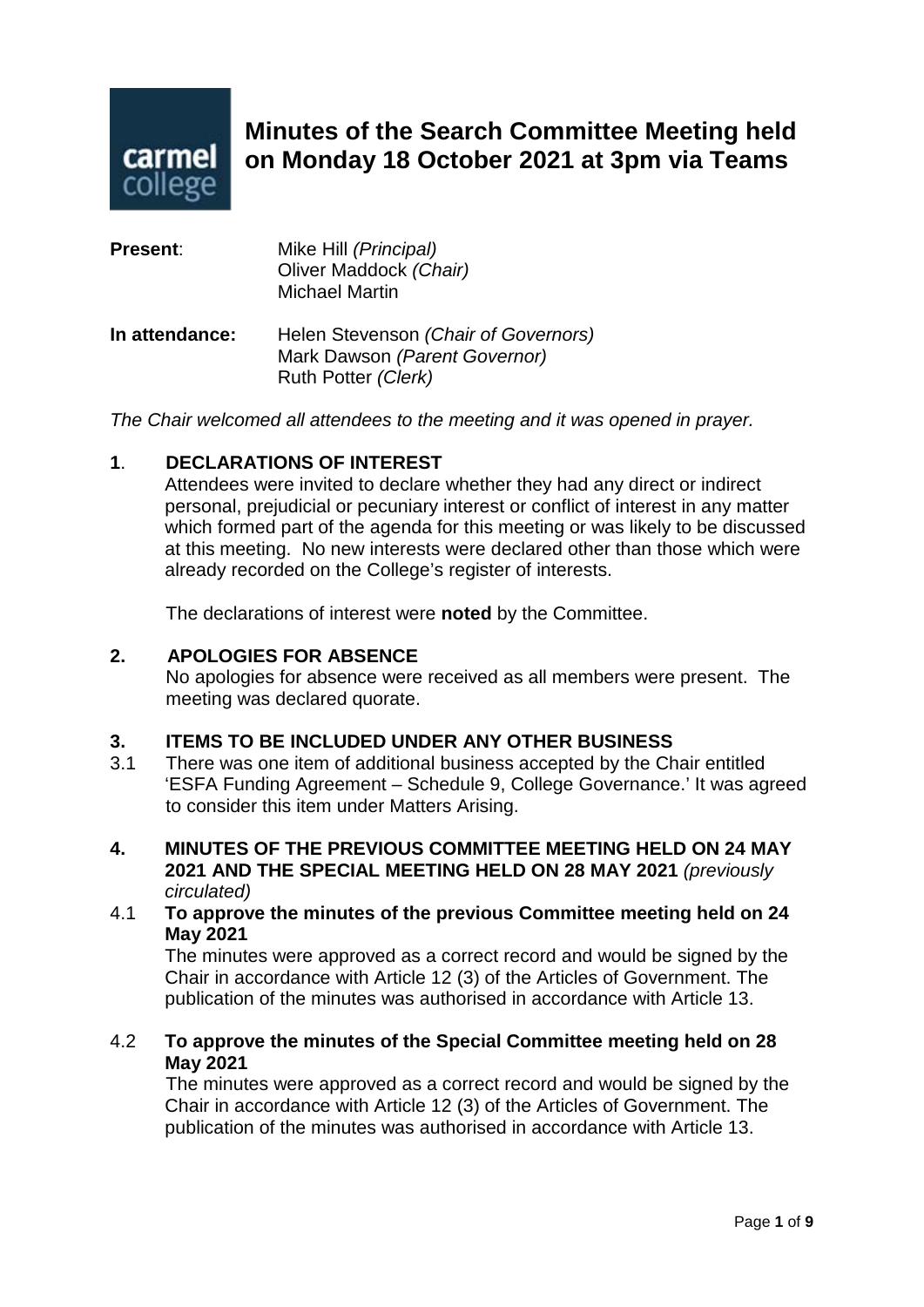# Minutes of the Search Committee Meeting held on Monday 18 October 2021 at 3pm via Teams

**Present**: Mike Hill *(Principal)*
Oliver Maddock *(Chair)*
Michael Martin

**In attendance:** Helen Stevenson *(Chair of Governors)*
Mark Dawson *(Parent Governor)*
Ruth Potter *(Clerk)*

*The Chair welcomed all attendees to the meeting and it was opened in prayer.*

## 1. DECLARATIONS OF INTEREST

Attendees were invited to declare whether they had any direct or indirect personal, prejudicial or pecuniary interest or conflict of interest in any matter which formed part of the agenda for this meeting or was likely to be discussed at this meeting. No new interests were declared other than those which were already recorded on the College's register of interests.

The declarations of interest were **noted** by the Committee.

## 2. APOLOGIES FOR ABSENCE

No apologies for absence were received as all members were present. The meeting was declared quorate.

## 3. ITEMS TO BE INCLUDED UNDER ANY OTHER BUSINESS

3.1 There was one item of additional business accepted by the Chair entitled 'ESFA Funding Agreement – Schedule 9, College Governance.' It was agreed to consider this item under Matters Arising.

## 4. MINUTES OF THE PREVIOUS COMMITTEE MEETING HELD ON 24 MAY 2021 AND THE SPECIAL MEETING HELD ON 28 MAY 2021 *(previously circulated)*

4.1 **To approve the minutes of the previous Committee meeting held on 24 May 2021**

The minutes were approved as a correct record and would be signed by the Chair in accordance with Article 12 (3) of the Articles of Government. The publication of the minutes was authorised in accordance with Article 13.

4.2 **To approve the minutes of the Special Committee meeting held on 28 May 2021**

The minutes were approved as a correct record and would be signed by the Chair in accordance with Article 12 (3) of the Articles of Government. The publication of the minutes was authorised in accordance with Article 13.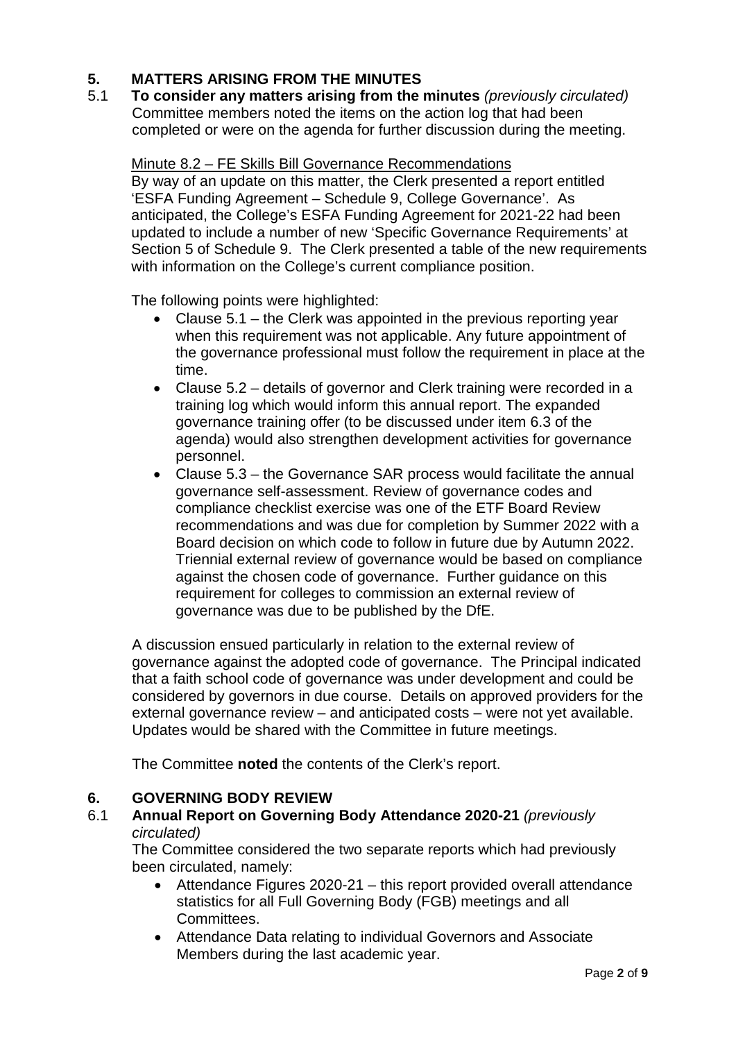## 5. MATTERS ARISING FROM THE MINUTES

### 5.1 To consider any matters arising from the minutes *(previously circulated)*

Committee members noted the items on the action log that had been completed or were on the agenda for further discussion during the meeting.

Minute 8.2 – FE Skills Bill Governance Recommendations

By way of an update on this matter, the Clerk presented a report entitled 'ESFA Funding Agreement – Schedule 9, College Governance'. As anticipated, the College's ESFA Funding Agreement for 2021-22 had been updated to include a number of new 'Specific Governance Requirements' at Section 5 of Schedule 9. The Clerk presented a table of the new requirements with information on the College's current compliance position.

The following points were highlighted:

- Clause 5.1 – the Clerk was appointed in the previous reporting year when this requirement was not applicable. Any future appointment of the governance professional must follow the requirement in place at the time.
- Clause 5.2 – details of governor and Clerk training were recorded in a training log which would inform this annual report. The expanded governance training offer (to be discussed under item 6.3 of the agenda) would also strengthen development activities for governance personnel.
- Clause 5.3 – the Governance SAR process would facilitate the annual governance self-assessment. Review of governance codes and compliance checklist exercise was one of the ETF Board Review recommendations and was due for completion by Summer 2022 with a Board decision on which code to follow in future due by Autumn 2022. Triennial external review of governance would be based on compliance against the chosen code of governance. Further guidance on this requirement for colleges to commission an external review of governance was due to be published by the DfE.

A discussion ensued particularly in relation to the external review of governance against the adopted code of governance. The Principal indicated that a faith school code of governance was under development and could be considered by governors in due course. Details on approved providers for the external governance review – and anticipated costs – were not yet available. Updates would be shared with the Committee in future meetings.

The Committee **noted** the contents of the Clerk's report.

## 6. GOVERNING BODY REVIEW

### 6.1 Annual Report on Governing Body Attendance 2020-21 *(previously circulated)*

The Committee considered the two separate reports which had previously been circulated, namely:

- Attendance Figures 2020-21 – this report provided overall attendance statistics for all Full Governing Body (FGB) meetings and all Committees.
- Attendance Data relating to individual Governors and Associate Members during the last academic year.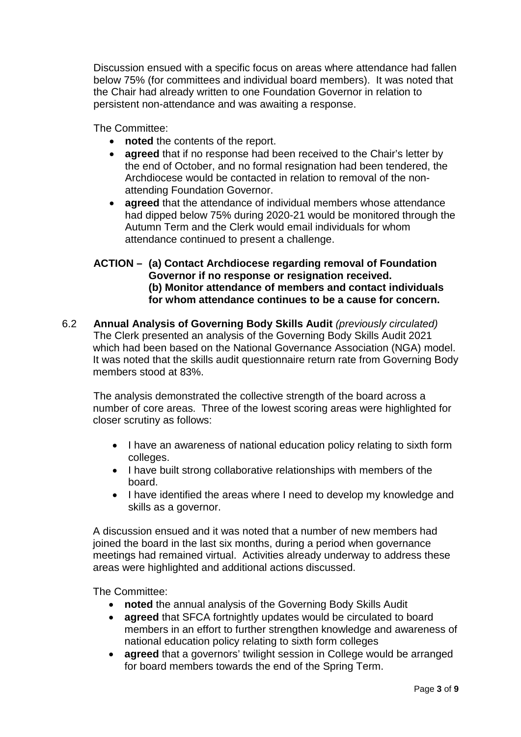Discussion ensued with a specific focus on areas where attendance had fallen below 75% (for committees and individual board members). It was noted that the Chair had already written to one Foundation Governor in relation to persistent non-attendance and was awaiting a response.

The Committee:

- **noted** the contents of the report.
- **agreed** that if no response had been received to the Chair's letter by the end of October, and no formal resignation had been tendered, the Archdiocese would be contacted in relation to removal of the non-attending Foundation Governor.
- **agreed** that the attendance of individual members whose attendance had dipped below 75% during 2020-21 would be monitored through the Autumn Term and the Clerk would email individuals for whom attendance continued to present a challenge.

**ACTION – (a) Contact Archdiocese regarding removal of Foundation Governor if no response or resignation received.**
**(b) Monitor attendance of members and contact individuals for whom attendance continues to be a cause for concern.**

6.2 **Annual Analysis of Governing Body Skills Audit** *(previously circulated)*
The Clerk presented an analysis of the Governing Body Skills Audit 2021 which had been based on the National Governance Association (NGA) model. It was noted that the skills audit questionnaire return rate from Governing Body members stood at 83%.

The analysis demonstrated the collective strength of the board across a number of core areas. Three of the lowest scoring areas were highlighted for closer scrutiny as follows:

- I have an awareness of national education policy relating to sixth form colleges.
- I have built strong collaborative relationships with members of the board.
- I have identified the areas where I need to develop my knowledge and skills as a governor.

A discussion ensued and it was noted that a number of new members had joined the board in the last six months, during a period when governance meetings had remained virtual. Activities already underway to address these areas were highlighted and additional actions discussed.

The Committee:

- **noted** the annual analysis of the Governing Body Skills Audit
- **agreed** that SFCA fortnightly updates would be circulated to board members in an effort to further strengthen knowledge and awareness of national education policy relating to sixth form colleges
- **agreed** that a governors' twilight session in College would be arranged for board members towards the end of the Spring Term.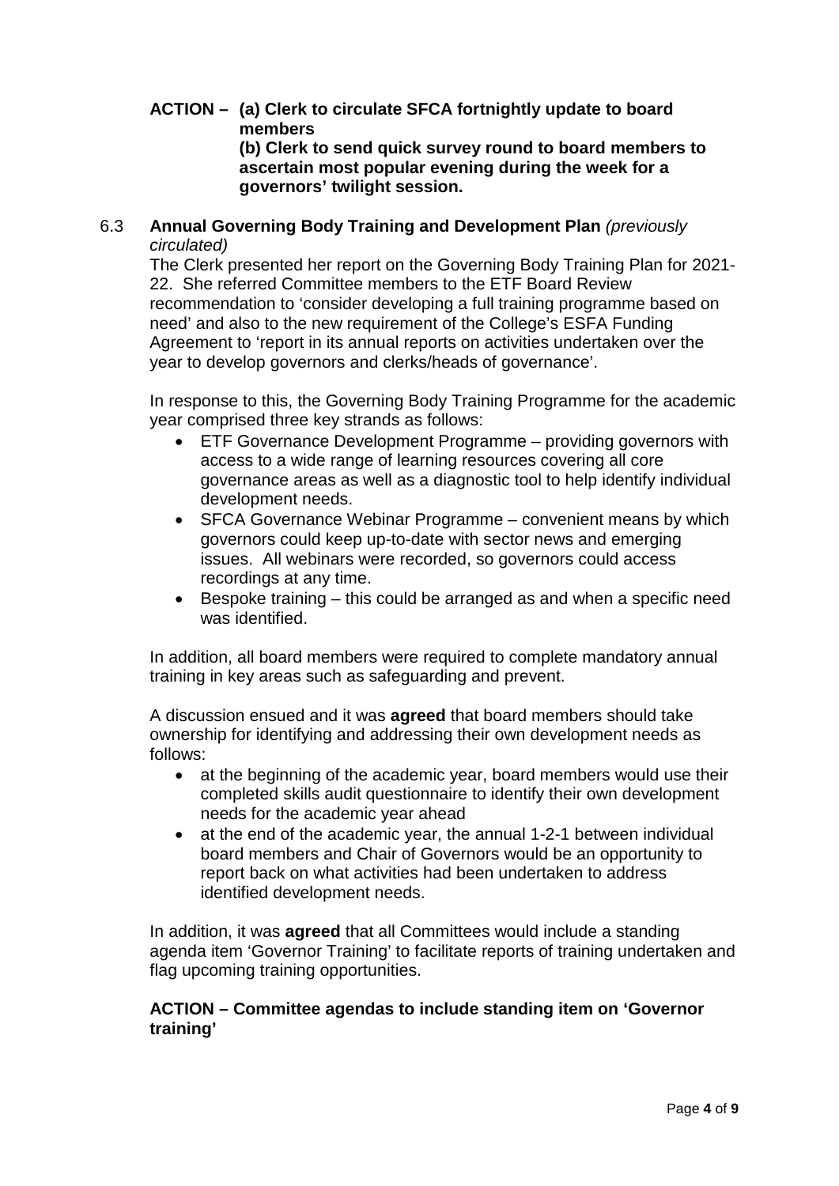**ACTION – (a) Clerk to circulate SFCA fortnightly update to board members**
**(b) Clerk to send quick survey round to board members to ascertain most popular evening during the week for a governors' twilight session.**

6.3 **Annual Governing Body Training and Development Plan** *(previously circulated)*

The Clerk presented her report on the Governing Body Training Plan for 2021-22. She referred Committee members to the ETF Board Review recommendation to 'consider developing a full training programme based on need' and also to the new requirement of the College's ESFA Funding Agreement to 'report in its annual reports on activities undertaken over the year to develop governors and clerks/heads of governance'.

In response to this, the Governing Body Training Programme for the academic year comprised three key strands as follows:

- ETF Governance Development Programme – providing governors with access to a wide range of learning resources covering all core governance areas as well as a diagnostic tool to help identify individual development needs.
- SFCA Governance Webinar Programme – convenient means by which governors could keep up-to-date with sector news and emerging issues. All webinars were recorded, so governors could access recordings at any time.
- Bespoke training – this could be arranged as and when a specific need was identified.

In addition, all board members were required to complete mandatory annual training in key areas such as safeguarding and prevent.

A discussion ensued and it was **agreed** that board members should take ownership for identifying and addressing their own development needs as follows:

- at the beginning of the academic year, board members would use their completed skills audit questionnaire to identify their own development needs for the academic year ahead
- at the end of the academic year, the annual 1-2-1 between individual board members and Chair of Governors would be an opportunity to report back on what activities had been undertaken to address identified development needs.

In addition, it was **agreed** that all Committees would include a standing agenda item 'Governor Training' to facilitate reports of training undertaken and flag upcoming training opportunities.

**ACTION – Committee agendas to include standing item on 'Governor training'**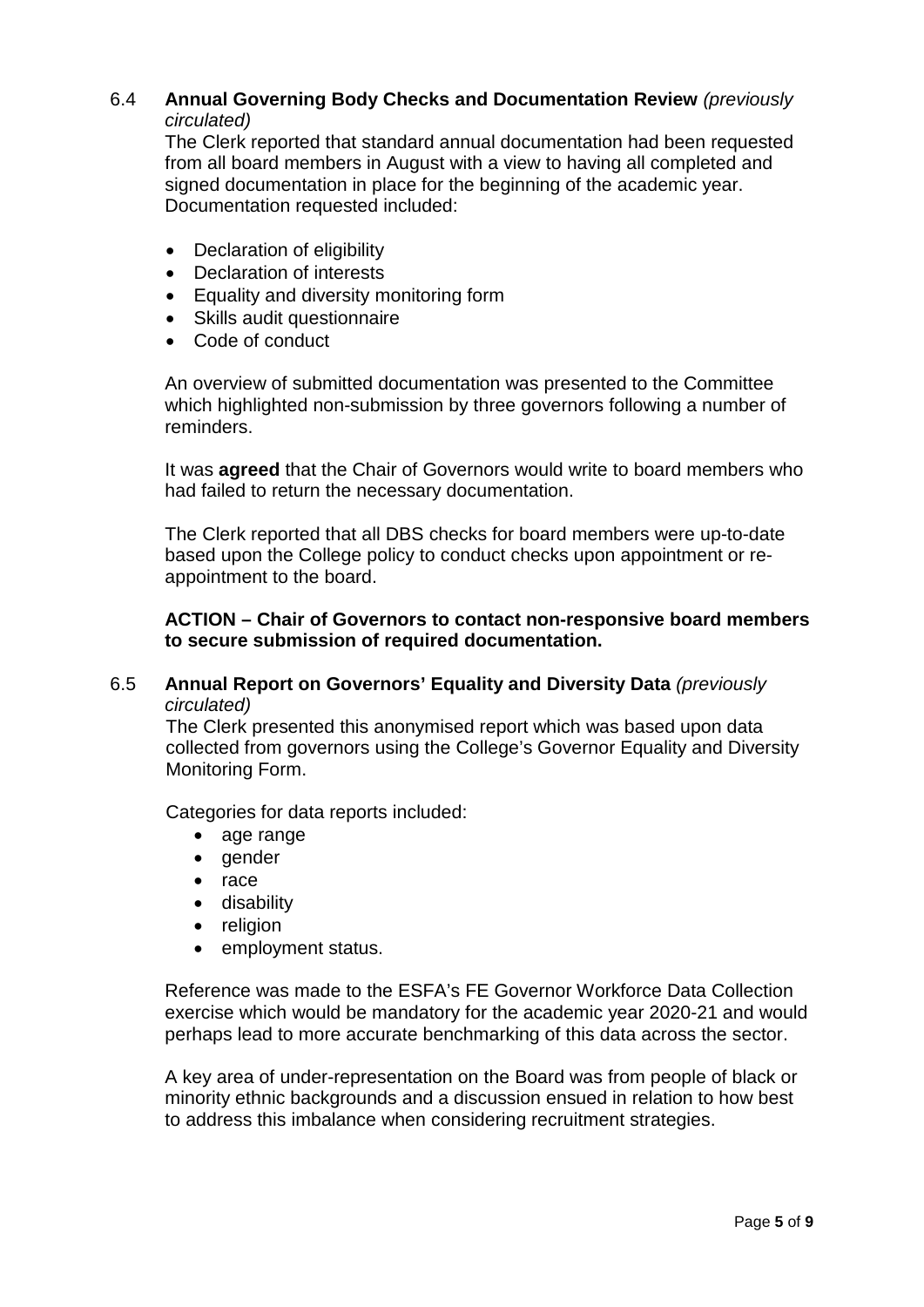### 6.4 **Annual Governing Body Checks and Documentation Review** *(previously circulated)*

The Clerk reported that standard annual documentation had been requested from all board members in August with a view to having all completed and signed documentation in place for the beginning of the academic year. Documentation requested included:

- Declaration of eligibility
- Declaration of interests
- Equality and diversity monitoring form
- Skills audit questionnaire
- Code of conduct

An overview of submitted documentation was presented to the Committee which highlighted non-submission by three governors following a number of reminders.

It was **agreed** that the Chair of Governors would write to board members who had failed to return the necessary documentation.

The Clerk reported that all DBS checks for board members were up-to-date based upon the College policy to conduct checks upon appointment or re-appointment to the board.

**ACTION – Chair of Governors to contact non-responsive board members to secure submission of required documentation.**

### 6.5 **Annual Report on Governors' Equality and Diversity Data** *(previously circulated)*

The Clerk presented this anonymised report which was based upon data collected from governors using the College's Governor Equality and Diversity Monitoring Form.

Categories for data reports included:

- age range
- gender
- race
- disability
- religion
- employment status.

Reference was made to the ESFA's FE Governor Workforce Data Collection exercise which would be mandatory for the academic year 2020-21 and would perhaps lead to more accurate benchmarking of this data across the sector.

A key area of under-representation on the Board was from people of black or minority ethnic backgrounds and a discussion ensued in relation to how best to address this imbalance when considering recruitment strategies.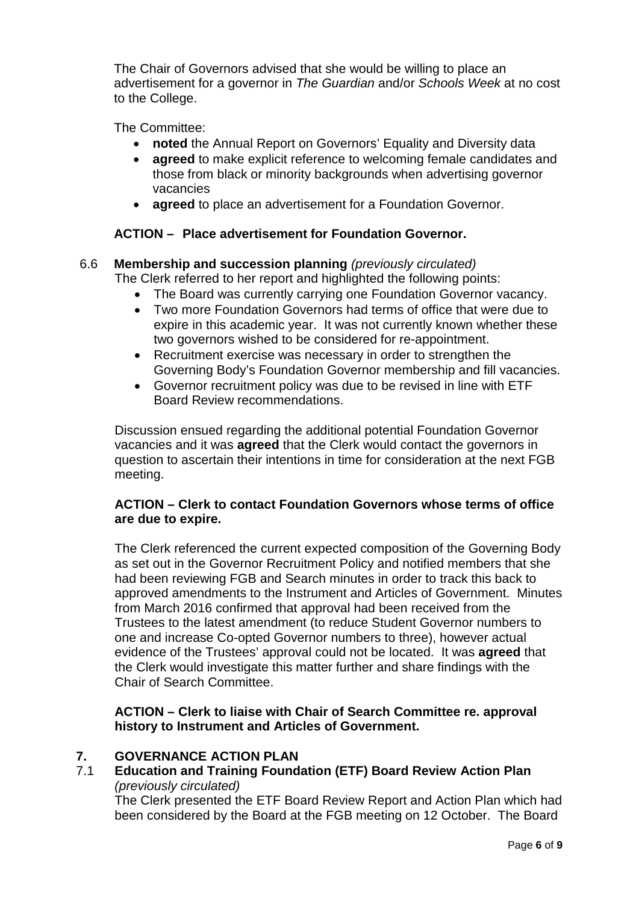The Chair of Governors advised that she would be willing to place an advertisement for a governor in *The Guardian* and/or *Schools Week* at no cost to the College.

The Committee:

- **noted** the Annual Report on Governors' Equality and Diversity data
- **agreed** to make explicit reference to welcoming female candidates and those from black or minority backgrounds when advertising governor vacancies
- **agreed** to place an advertisement for a Foundation Governor.

**ACTION – Place advertisement for Foundation Governor.**

6.6 **Membership and succession planning** *(previously circulated)*

The Clerk referred to her report and highlighted the following points:

- The Board was currently carrying one Foundation Governor vacancy.
- Two more Foundation Governors had terms of office that were due to expire in this academic year. It was not currently known whether these two governors wished to be considered for re-appointment.
- Recruitment exercise was necessary in order to strengthen the Governing Body's Foundation Governor membership and fill vacancies.
- Governor recruitment policy was due to be revised in line with ETF Board Review recommendations.

Discussion ensued regarding the additional potential Foundation Governor vacancies and it was **agreed** that the Clerk would contact the governors in question to ascertain their intentions in time for consideration at the next FGB meeting.

**ACTION – Clerk to contact Foundation Governors whose terms of office are due to expire.**

The Clerk referenced the current expected composition of the Governing Body as set out in the Governor Recruitment Policy and notified members that she had been reviewing FGB and Search minutes in order to track this back to approved amendments to the Instrument and Articles of Government. Minutes from March 2016 confirmed that approval had been received from the Trustees to the latest amendment (to reduce Student Governor numbers to one and increase Co-opted Governor numbers to three), however actual evidence of the Trustees' approval could not be located. It was **agreed** that the Clerk would investigate this matter further and share findings with the Chair of Search Committee.

**ACTION – Clerk to liaise with Chair of Search Committee re. approval history to Instrument and Articles of Government.**

## 7. GOVERNANCE ACTION PLAN

7.1 **Education and Training Foundation (ETF) Board Review Action Plan** *(previously circulated)*

The Clerk presented the ETF Board Review Report and Action Plan which had been considered by the Board at the FGB meeting on 12 October. The Board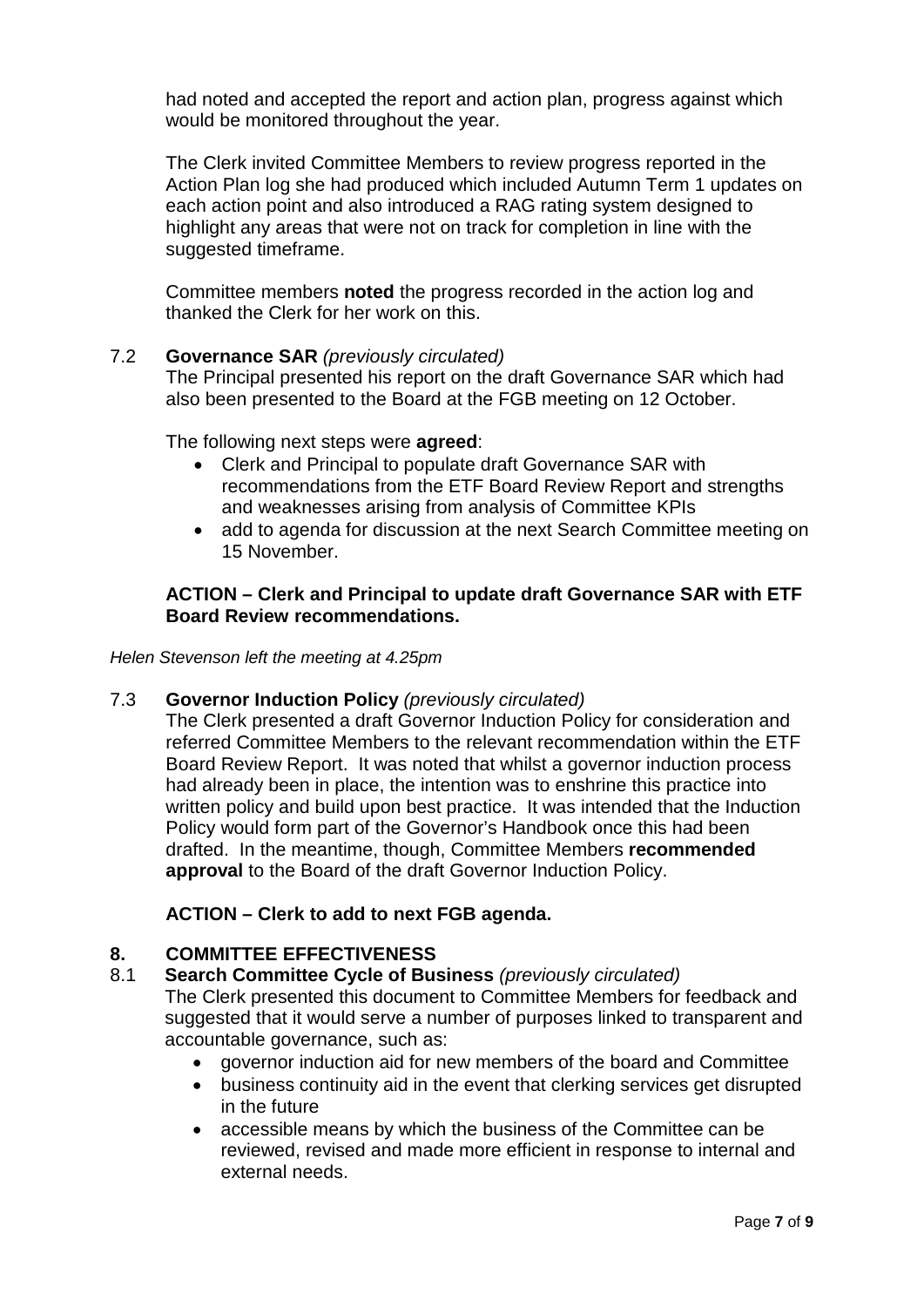had noted and accepted the report and action plan, progress against which would be monitored throughout the year.

The Clerk invited Committee Members to review progress reported in the Action Plan log she had produced which included Autumn Term 1 updates on each action point and also introduced a RAG rating system designed to highlight any areas that were not on track for completion in line with the suggested timeframe.

Committee members **noted** the progress recorded in the action log and thanked the Clerk for her work on this.

7.2 **Governance SAR** *(previously circulated)*

The Principal presented his report on the draft Governance SAR which had also been presented to the Board at the FGB meeting on 12 October.

The following next steps were **agreed**:

- Clerk and Principal to populate draft Governance SAR with recommendations from the ETF Board Review Report and strengths and weaknesses arising from analysis of Committee KPIs
- add to agenda for discussion at the next Search Committee meeting on 15 November.

**ACTION – Clerk and Principal to update draft Governance SAR with ETF Board Review recommendations.**

*Helen Stevenson left the meeting at 4.25pm*

7.3 **Governor Induction Policy** *(previously circulated)*

The Clerk presented a draft Governor Induction Policy for consideration and referred Committee Members to the relevant recommendation within the ETF Board Review Report. It was noted that whilst a governor induction process had already been in place, the intention was to enshrine this practice into written policy and build upon best practice. It was intended that the Induction Policy would form part of the Governor's Handbook once this had been drafted. In the meantime, though, Committee Members **recommended approval** to the Board of the draft Governor Induction Policy.

**ACTION – Clerk to add to next FGB agenda.**

## 8. COMMITTEE EFFECTIVENESS

8.1 **Search Committee Cycle of Business** *(previously circulated)*

The Clerk presented this document to Committee Members for feedback and suggested that it would serve a number of purposes linked to transparent and accountable governance, such as:

- governor induction aid for new members of the board and Committee
- business continuity aid in the event that clerking services get disrupted in the future
- accessible means by which the business of the Committee can be reviewed, revised and made more efficient in response to internal and external needs.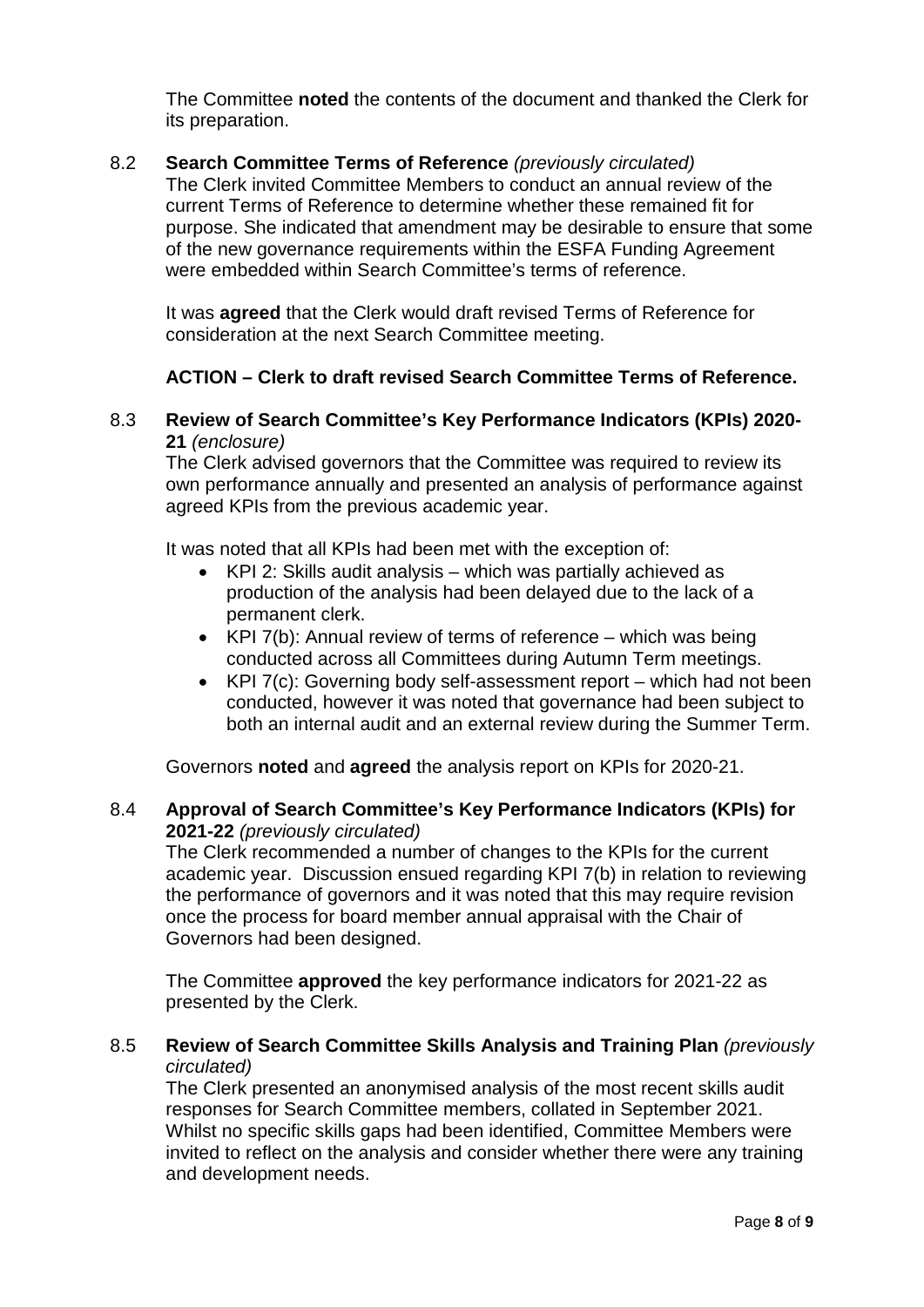The Committee **noted** the contents of the document and thanked the Clerk for its preparation.

8.2 **Search Committee Terms of Reference** *(previously circulated)*

The Clerk invited Committee Members to conduct an annual review of the current Terms of Reference to determine whether these remained fit for purpose. She indicated that amendment may be desirable to ensure that some of the new governance requirements within the ESFA Funding Agreement were embedded within Search Committee's terms of reference.

It was **agreed** that the Clerk would draft revised Terms of Reference for consideration at the next Search Committee meeting.

**ACTION – Clerk to draft revised Search Committee Terms of Reference.**

8.3 **Review of Search Committee's Key Performance Indicators (KPIs) 2020-21** *(enclosure)*

The Clerk advised governors that the Committee was required to review its own performance annually and presented an analysis of performance against agreed KPIs from the previous academic year.

It was noted that all KPIs had been met with the exception of:

- KPI 2: Skills audit analysis – which was partially achieved as production of the analysis had been delayed due to the lack of a permanent clerk.
- KPI 7(b): Annual review of terms of reference – which was being conducted across all Committees during Autumn Term meetings.
- KPI 7(c): Governing body self-assessment report – which had not been conducted, however it was noted that governance had been subject to both an internal audit and an external review during the Summer Term.

Governors **noted** and **agreed** the analysis report on KPIs for 2020-21.

8.4 **Approval of Search Committee's Key Performance Indicators (KPIs) for 2021-22** *(previously circulated)*

The Clerk recommended a number of changes to the KPIs for the current academic year. Discussion ensued regarding KPI 7(b) in relation to reviewing the performance of governors and it was noted that this may require revision once the process for board member annual appraisal with the Chair of Governors had been designed.

The Committee **approved** the key performance indicators for 2021-22 as presented by the Clerk.

8.5 **Review of Search Committee Skills Analysis and Training Plan** *(previously circulated)*

The Clerk presented an anonymised analysis of the most recent skills audit responses for Search Committee members, collated in September 2021. Whilst no specific skills gaps had been identified, Committee Members were invited to reflect on the analysis and consider whether there were any training and development needs.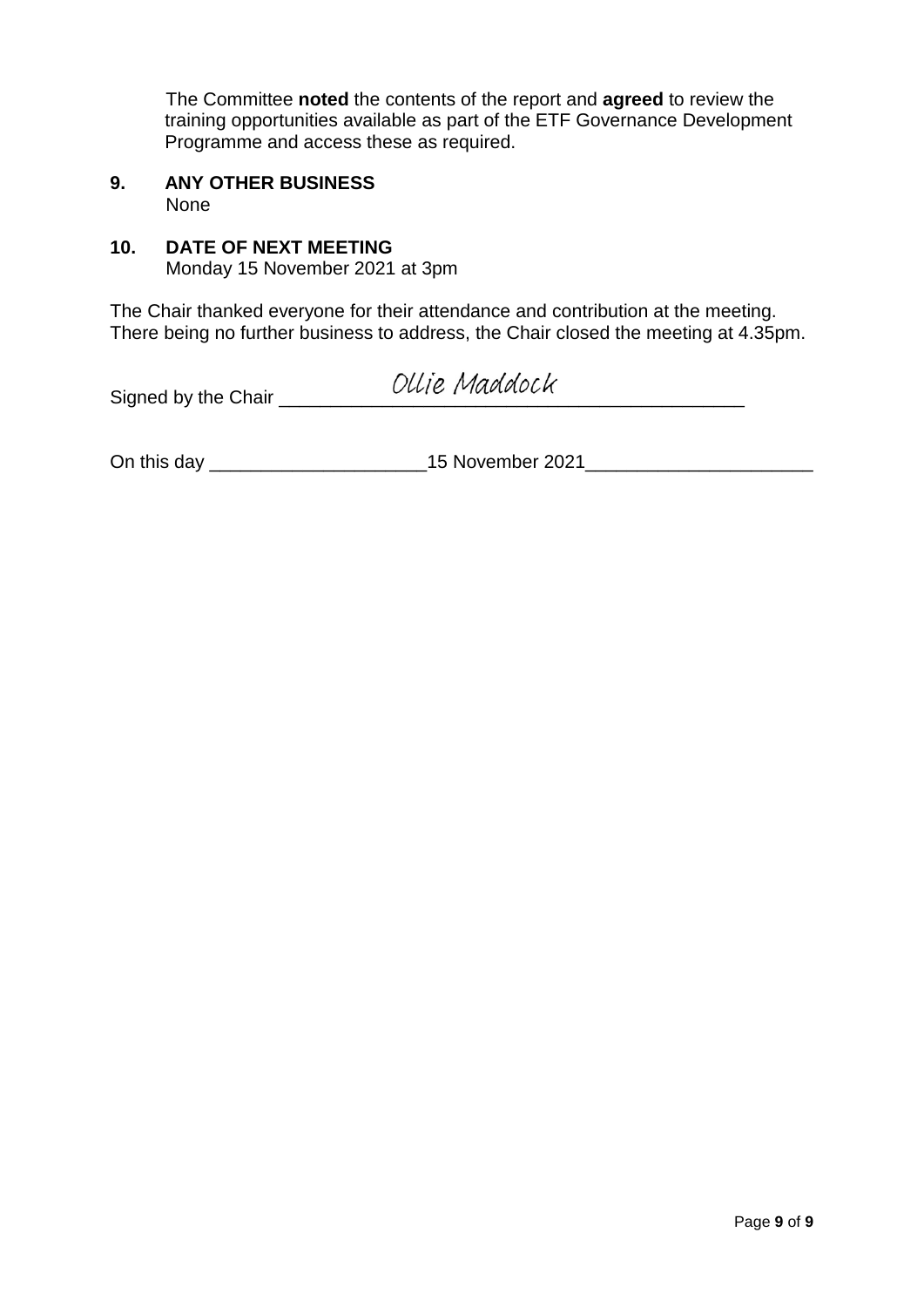The Committee **noted** the contents of the report and **agreed** to review the training opportunities available as part of the ETF Governance Development Programme and access these as required.

## 9. ANY OTHER BUSINESS

None

## 10. DATE OF NEXT MEETING

Monday 15 November 2021 at 3pm

The Chair thanked everyone for their attendance and contribution at the meeting. There being no further business to address, the Chair closed the meeting at 4.35pm.

Signed by the Chair ____Ollie Maddock____

On this day ____15 November 2021____